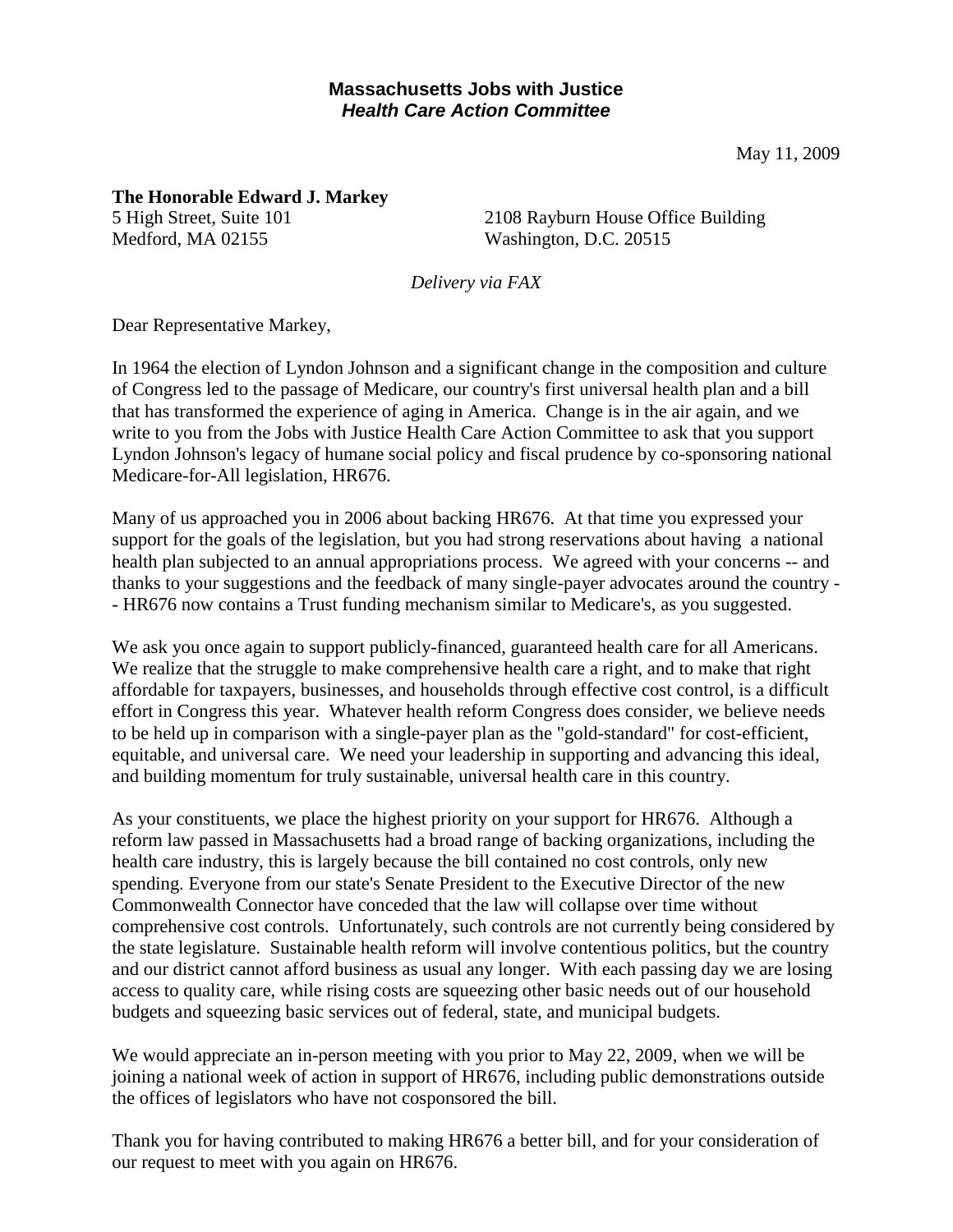**Massachusetts Jobs with Justice**
***Health Care Action Committee***

May 11, 2009

**The Honorable Edward J. Markey**

5 High Street, Suite 101
Medford, MA 02155

2108 Rayburn House Office Building
Washington, D.C. 20515

*Delivery via FAX*

Dear Representative Markey,

In 1964 the election of Lyndon Johnson and a significant change in the composition and culture of Congress led to the passage of Medicare, our country's first universal health plan and a bill that has transformed the experience of aging in America. Change is in the air again, and we write to you from the Jobs with Justice Health Care Action Committee to ask that you support Lyndon Johnson's legacy of humane social policy and fiscal prudence by co-sponsoring national Medicare-for-All legislation, HR676.

Many of us approached you in 2006 about backing HR676. At that time you expressed your support for the goals of the legislation, but you had strong reservations about having a national health plan subjected to an annual appropriations process. We agreed with your concerns -- and thanks to your suggestions and the feedback of many single-payer advocates around the country -- HR676 now contains a Trust funding mechanism similar to Medicare's, as you suggested.

We ask you once again to support publicly-financed, guaranteed health care for all Americans. We realize that the struggle to make comprehensive health care a right, and to make that right affordable for taxpayers, businesses, and households through effective cost control, is a difficult effort in Congress this year. Whatever health reform Congress does consider, we believe needs to be held up in comparison with a single-payer plan as the "gold-standard" for cost-efficient, equitable, and universal care. We need your leadership in supporting and advancing this ideal, and building momentum for truly sustainable, universal health care in this country.

As your constituents, we place the highest priority on your support for HR676. Although a reform law passed in Massachusetts had a broad range of backing organizations, including the health care industry, this is largely because the bill contained no cost controls, only new spending. Everyone from our state's Senate President to the Executive Director of the new Commonwealth Connector have conceded that the law will collapse over time without comprehensive cost controls. Unfortunately, such controls are not currently being considered by the state legislature. Sustainable health reform will involve contentious politics, but the country and our district cannot afford business as usual any longer. With each passing day we are losing access to quality care, while rising costs are squeezing other basic needs out of our household budgets and squeezing basic services out of federal, state, and municipal budgets.

We would appreciate an in-person meeting with you prior to May 22, 2009, when we will be joining a national week of action in support of HR676, including public demonstrations outside the offices of legislators who have not cosponsored the bill.

Thank you for having contributed to making HR676 a better bill, and for your consideration of our request to meet with you again on HR676.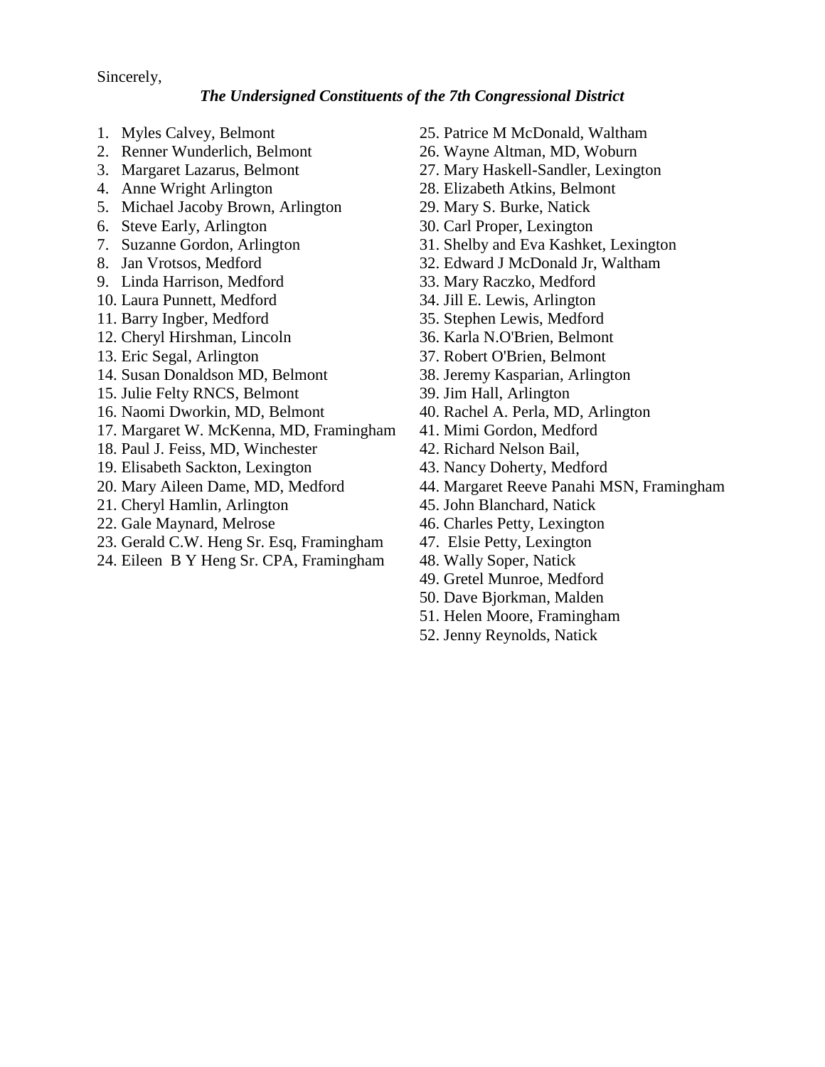Sincerely,

***The Undersigned Constituents of the 7th Congressional District***

1. Myles Calvey, Belmont
2. Renner Wunderlich, Belmont
3. Margaret Lazarus, Belmont
4. Anne Wright Arlington
5. Michael Jacoby Brown, Arlington
6. Steve Early, Arlington
7. Suzanne Gordon, Arlington
8. Jan Vrotsos, Medford
9. Linda Harrison, Medford
10. Laura Punnett, Medford
11. Barry Ingber, Medford
12. Cheryl Hirshman, Lincoln
13. Eric Segal, Arlington
14. Susan Donaldson MD, Belmont
15. Julie Felty RNCS, Belmont
16. Naomi Dworkin, MD, Belmont
17. Margaret W. McKenna, MD, Framingham
18. Paul J. Feiss, MD, Winchester
19. Elisabeth Sackton, Lexington
20. Mary Aileen Dame, MD, Medford
21. Cheryl Hamlin, Arlington
22. Gale Maynard, Melrose
23. Gerald C.W. Heng Sr. Esq, Framingham
24. Eileen B Y Heng Sr. CPA, Framingham
25. Patrice M McDonald, Waltham
26. Wayne Altman, MD, Woburn
27. Mary Haskell-Sandler, Lexington
28. Elizabeth Atkins, Belmont
29. Mary S. Burke, Natick
30. Carl Proper, Lexington
31. Shelby and Eva Kashket, Lexington
32. Edward J McDonald Jr, Waltham
33. Mary Raczko, Medford
34. Jill E. Lewis, Arlington
35. Stephen Lewis, Medford
36. Karla N.O'Brien, Belmont
37. Robert O'Brien, Belmont
38. Jeremy Kasparian, Arlington
39. Jim Hall, Arlington
40. Rachel A. Perla, MD, Arlington
41. Mimi Gordon, Medford
42. Richard Nelson Bail,
43. Nancy Doherty, Medford
44. Margaret Reeve Panahi MSN, Framingham
45. John Blanchard, Natick
46. Charles Petty, Lexington
47. Elsie Petty, Lexington
48. Wally Soper, Natick
49. Gretel Munroe, Medford
50. Dave Bjorkman, Malden
51. Helen Moore, Framingham
52. Jenny Reynolds, Natick